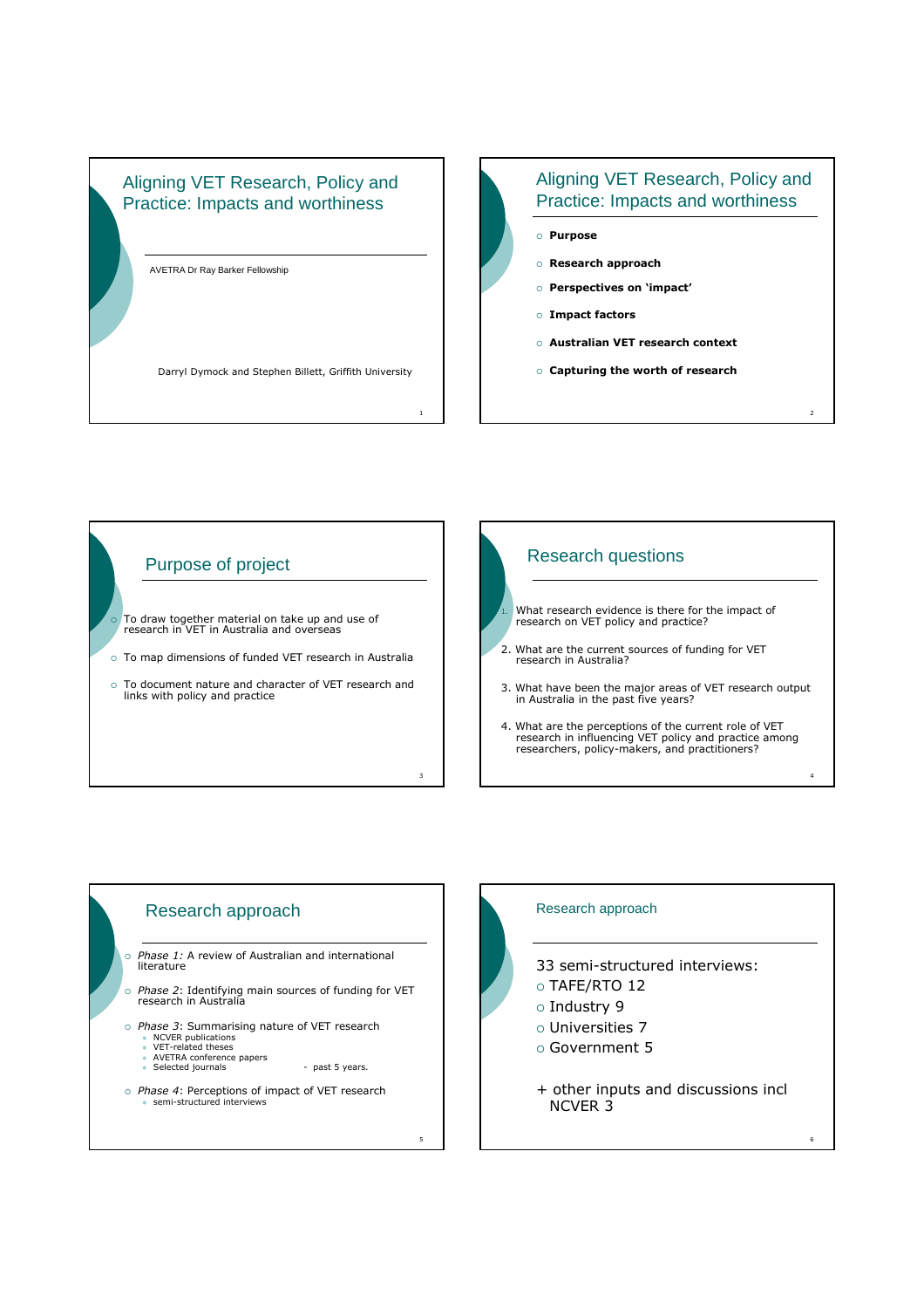# Aligning VET Research, Policy and Practice: Impacts and worthiness

AVETRA Dr Ray Barker Fellowship

Darryl Dymock and Stephen Billett, Griffith University

## Aligning VET Research, Policy and Practice: Impacts and worthiness

- **Purpose**
- **Research approach**
- **Perspectives on 'impact'**
- **Impact factors**
- **Australian VET research context**
- **Capturing the worth of research**

## Purpose of project

- To draw together material on take up and use of research in VET in Australia and overseas
- To map dimensions of funded VET research in Australia
- To document nature and character of VET research and links with policy and practice

## Research questions

1. What research evidence is there for the impact of research on VET policy and practice?
2. What are the current sources of funding for VET research in Australia?
3. What have been the major areas of VET research output in Australia in the past five years?
4. What are the perceptions of the current role of VET research in influencing VET policy and practice among researchers, policy-makers, and practitioners?

## Research approach

- *Phase 1:* A review of Australian and international literature
- *Phase 2*: Identifying main sources of funding for VET research in Australia
- *Phase 3*: Summarising nature of VET research
  - NCVER publications
  - VET-related theses
  - AVETRA conference papers
  - Selected journals - past 5 years.
- *Phase 4*: Perceptions of impact of VET research
  - semi-structured interviews

## Research approach

33 semi-structured interviews:

- TAFE/RTO 12
- Industry 9
- Universities 7
- Government 5

+ other inputs and discussions incl NCVER 3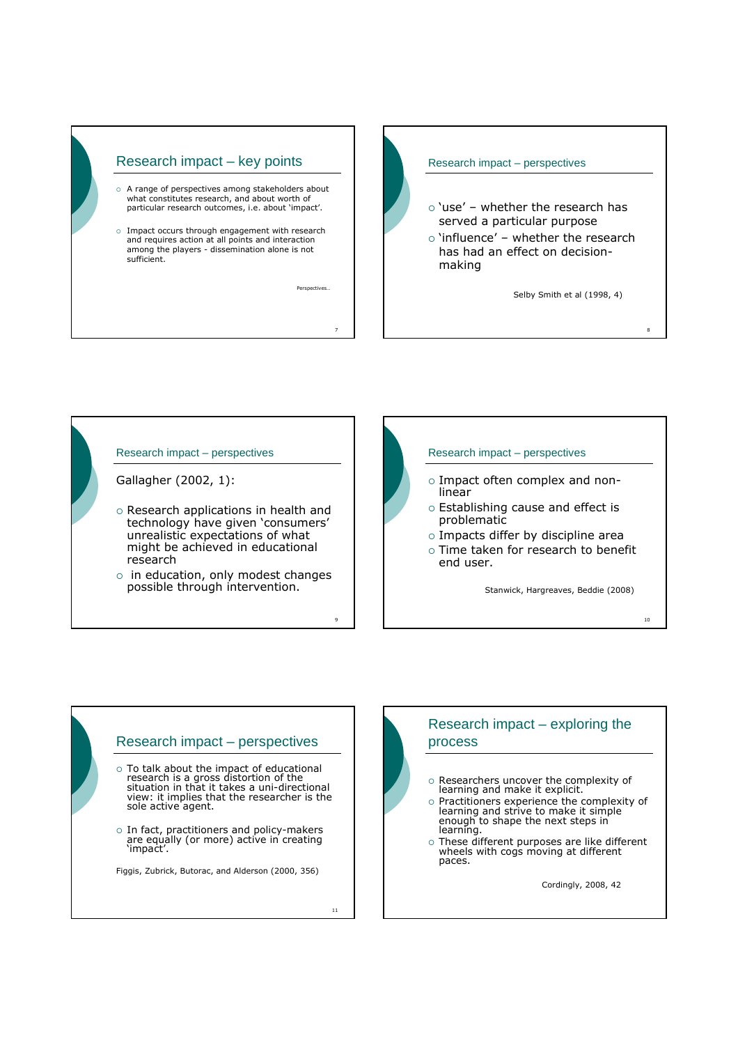## Research impact – key points

- A range of perspectives among stakeholders about what constitutes research, and about worth of particular research outcomes, i.e. about 'impact'.
- Impact occurs through engagement with research and requires action at all points and interaction among the players - dissemination alone is not sufficient.

Perspectives..

## Research impact – perspectives

- 'use' – whether the research has served a particular purpose
- 'influence' – whether the research has had an effect on decision-making

Selby Smith et al (1998, 4)

## Research impact – perspectives

Gallagher (2002, 1):

- Research applications in health and technology have given 'consumers' unrealistic expectations of what might be achieved in educational research
- in education, only modest changes possible through intervention.

## Research impact – perspectives

- Impact often complex and non-linear
- Establishing cause and effect is problematic
- Impacts differ by discipline area
- Time taken for research to benefit end user.

Stanwick, Hargreaves, Beddie (2008)

## Research impact – perspectives

- To talk about the impact of educational research is a gross distortion of the situation in that it takes a uni-directional view: it implies that the researcher is the sole active agent.
- In fact, practitioners and policy-makers are equally (or more) active in creating 'impact'.

Figgis, Zubrick, Butorac, and Alderson (2000, 356)

## Research impact – exploring the process

- Researchers uncover the complexity of learning and make it explicit.
- Practitioners experience the complexity of learning and strive to make it simple enough to shape the next steps in learning.
- These different purposes are like different wheels with cogs moving at different paces.

Cordingly, 2008, 42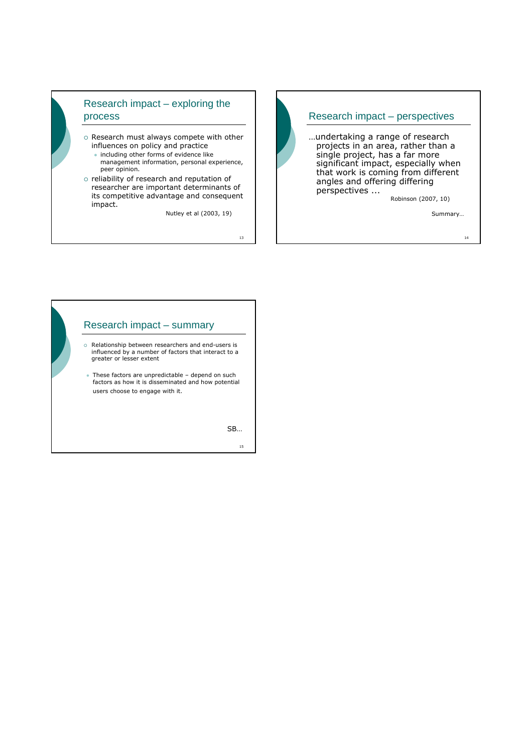## Research impact – exploring the process

- Research must always compete with other influences on policy and practice
  - including other forms of evidence like management information, personal experience, peer opinion.
- reliability of research and reputation of researcher are important determinants of its competitive advantage and consequent impact.

Nutley et al (2003, 19)

## Research impact – perspectives

…undertaking a range of research projects in an area, rather than a single project, has a far more significant impact, especially when that work is coming from different angles and offering differing perspectives …

Robinson (2007, 10)

Summary…

## Research impact – summary

- Relationship between researchers and end-users is influenced by a number of factors that interact to a greater or lesser extent
  - These factors are unpredictable – depend on such factors as how it is disseminated and how potential users choose to engage with it.

SB…